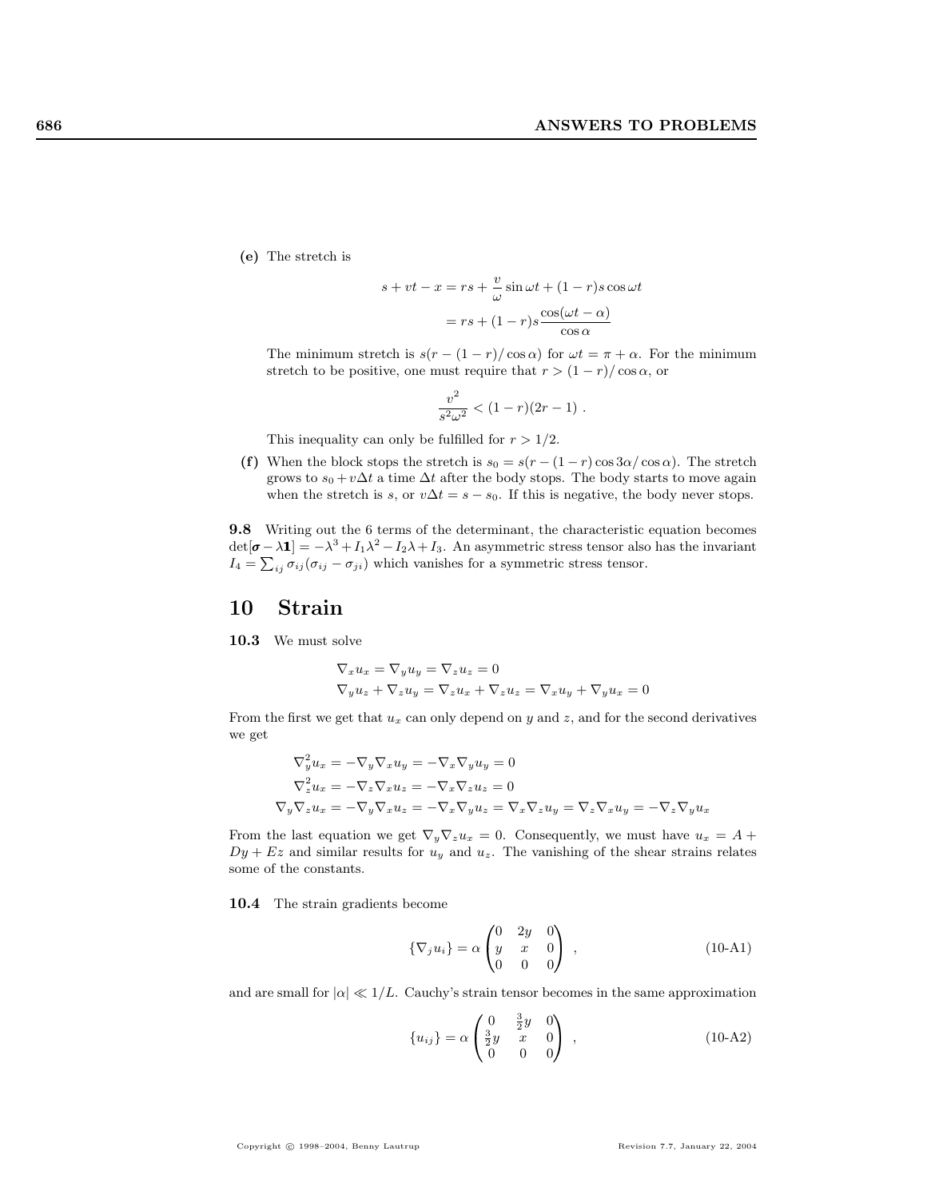**(e)** The stretch is

$$s + vt - x = rs + \frac{v}{\omega}\sin\omega t + (1-r)s\cos\omega t$$
$$= rs + (1-r)s\frac{\cos(\omega t - \alpha)}{\cos\alpha}$$

The minimum stretch is $s(r - (1-r)/\cos\alpha)$ for $\omega t = \pi + \alpha$. For the minimum stretch to be positive, one must require that $r > (1-r)/\cos\alpha$, or

$$\frac{v^2}{s^2\omega^2} < (1-r)(2r-1)\ .$$

This inequality can only be fulfilled for $r > 1/2$.

**(f)** When the block stops the stretch is $s_0 = s(r - (1-r)\cos 3\alpha/\cos\alpha)$. The stretch grows to $s_0 + v\Delta t$ a time $\Delta t$ after the body stops. The body starts to move again when the stretch is $s$, or $v\Delta t = s - s_0$. If this is negative, the body never stops.

**9.8** Writing out the 6 terms of the determinant, the characteristic equation becomes $\det[\boldsymbol{\sigma} - \lambda\mathbf{1}] = -\lambda^3 + I_1\lambda^2 - I_2\lambda + I_3$. An asymmetric stress tensor also has the invariant $I_4 = \sum_{ij}\sigma_{ij}(\sigma_{ij} - \sigma_{ji})$ which vanishes for a symmetric stress tensor.

# 10 Strain

**10.3** We must solve

$$\nabla_x u_x = \nabla_y u_y = \nabla_z u_z = 0$$
$$\nabla_y u_z + \nabla_z u_y = \nabla_z u_x + \nabla_x u_z = \nabla_x u_y + \nabla_y u_x = 0$$

From the first we get that $u_x$ can only depend on $y$ and $z$, and for the second derivatives we get

$$\nabla_y^2 u_x = -\nabla_y\nabla_x u_y = -\nabla_x\nabla_y u_y = 0$$
$$\nabla_z^2 u_x = -\nabla_z\nabla_x u_z = -\nabla_x\nabla_z u_z = 0$$
$$\nabla_y\nabla_z u_x = -\nabla_y\nabla_x u_z = -\nabla_x\nabla_y u_z = \nabla_x\nabla_z u_y = \nabla_z\nabla_x u_y = -\nabla_z\nabla_y u_x$$

From the last equation we get $\nabla_y\nabla_z u_x = 0$. Consequently, we must have $u_x = A + Dy + Ez$ and similar results for $u_y$ and $u_z$. The vanishing of the shear strains relates some of the constants.

**10.4** The strain gradients become

$$\{\nabla_j u_i\} = \alpha\begin{pmatrix} 0 & 2y & 0 \\ y & x & 0 \\ 0 & 0 & 0 \end{pmatrix}\ , \tag{10-A1}$$

and are small for $|\alpha| \ll 1/L$. Cauchy's strain tensor becomes in the same approximation

$$\{u_{ij}\} = \alpha\begin{pmatrix} 0 & \frac{3}{2}y & 0 \\ \frac{3}{2}y & x & 0 \\ 0 & 0 & 0 \end{pmatrix}\ , \tag{10-A2}$$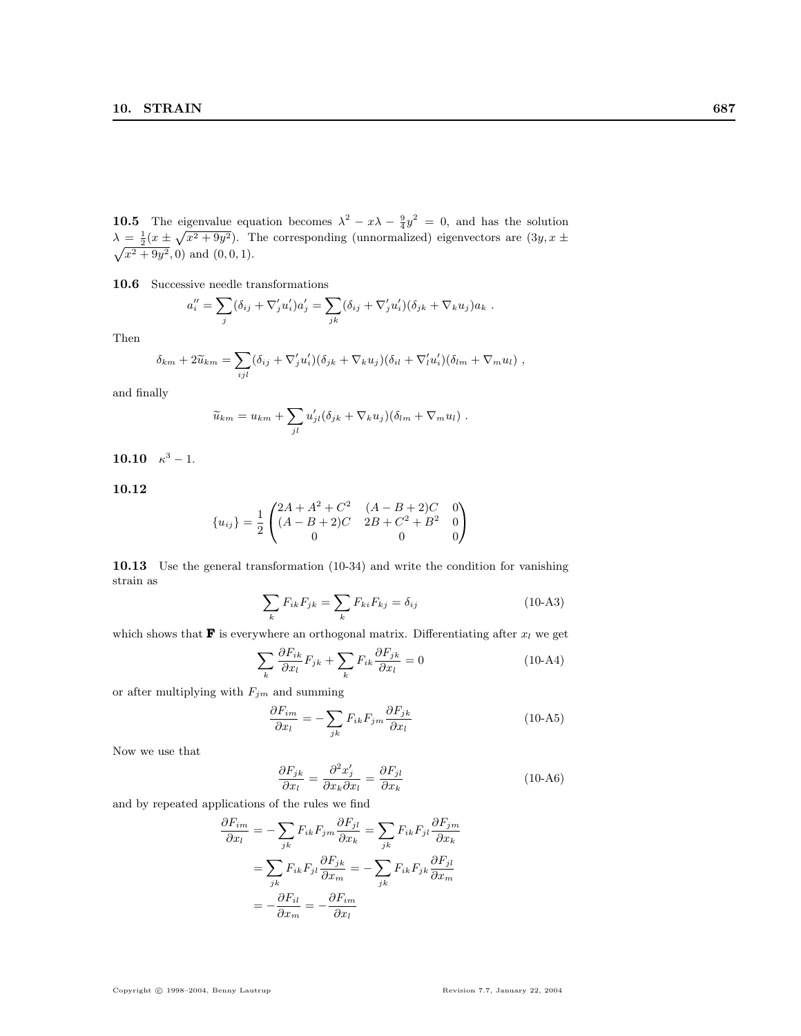**10.5** The eigenvalue equation becomes $\lambda^2 - x\lambda - \frac{9}{4}y^2 = 0$, and has the solution $\lambda = \frac{1}{2}(x \pm \sqrt{x^2 + 9y^2})$. The corresponding (unnormalized) eigenvectors are $(3y, x \pm \sqrt{x^2 + 9y^2}, 0)$ and $(0, 0, 1)$.

**10.6** Successive needle transformations

$$a_i'' = \sum_j (\delta_{ij} + \nabla_j' u_i') a_j' = \sum_{jk} (\delta_{ij} + \nabla_j' u_i')(\delta_{jk} + \nabla_k u_j) a_k \ .$$

Then

$$\delta_{km} + 2\widetilde{u}_{km} = \sum_{ijl} (\delta_{ij} + \nabla_j' u_i')(\delta_{jk} + \nabla_k u_j)(\delta_{il} + \nabla_l' u_i')(\delta_{lm} + \nabla_m u_l) \ ,$$

and finally

$$\widetilde{u}_{km} = u_{km} + \sum_{jl} u_{jl}' (\delta_{jk} + \nabla_k u_j)(\delta_{lm} + \nabla_m u_l) \ .$$

**10.10** $\kappa^3 - 1$.

**10.12**

$$\{u_{ij}\} = \frac{1}{2} \begin{pmatrix} 2A + A^2 + C^2 & (A - B + 2)C & 0 \\ (A - B + 2)C & 2B + C^2 + B^2 & 0 \\ 0 & 0 & 0 \end{pmatrix}$$

**10.13** Use the general transformation (10-34) and write the condition for vanishing strain as

$$\sum_k F_{ik} F_{jk} = \sum_k F_{ki} F_{kj} = \delta_{ij} \tag{10-A3}$$

which shows that $\mathbf{F}$ is everywhere an orthogonal matrix. Differentiating after $x_l$ we get

$$\sum_k \frac{\partial F_{ik}}{\partial x_l} F_{jk} + \sum_k F_{ik} \frac{\partial F_{jk}}{\partial x_l} = 0 \tag{10-A4}$$

or after multiplying with $F_{jm}$ and summing

$$\frac{\partial F_{im}}{\partial x_l} = -\sum_{jk} F_{ik} F_{jm} \frac{\partial F_{jk}}{\partial x_l} \tag{10-A5}$$

Now we use that

$$\frac{\partial F_{jk}}{\partial x_l} = \frac{\partial^2 x_j'}{\partial x_k \partial x_l} = \frac{\partial F_{jl}}{\partial x_k} \tag{10-A6}$$

and by repeated applications of the rules we find

$$\begin{aligned}
\frac{\partial F_{im}}{\partial x_l} &= -\sum_{jk} F_{ik} F_{jm} \frac{\partial F_{jl}}{\partial x_k} = \sum_{jk} F_{ik} F_{jl} \frac{\partial F_{jm}}{\partial x_k} \\
&= \sum_{jk} F_{ik} F_{jl} \frac{\partial F_{jk}}{\partial x_m} = -\sum_{jk} F_{ik} F_{jk} \frac{\partial F_{jl}}{\partial x_m} \\
&= -\frac{\partial F_{il}}{\partial x_m} = -\frac{\partial F_{im}}{\partial x_l}
\end{aligned}$$